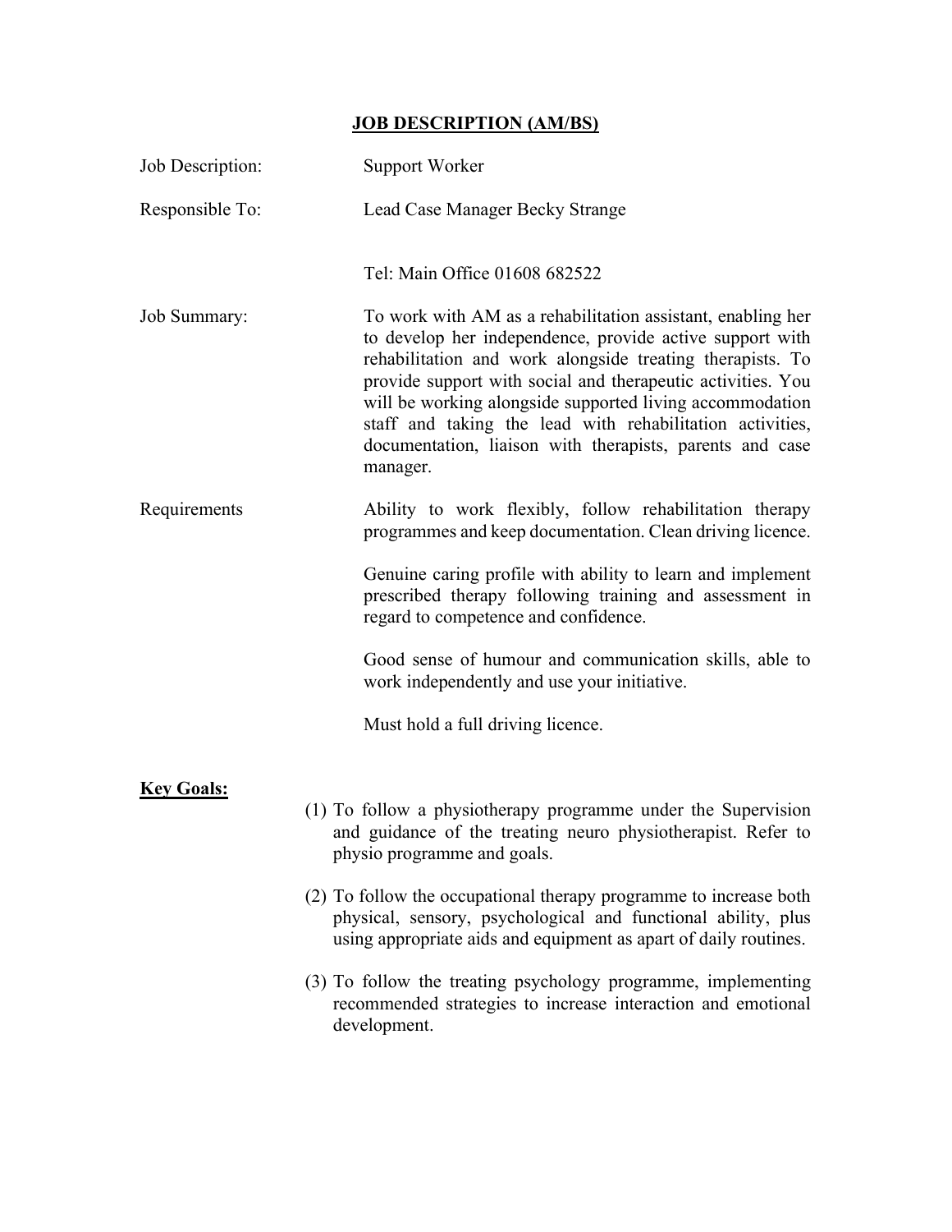## JOB DESCRIPTION (AM/BS)

| | |
|---|---|
| Job Description: | Support Worker |
| Responsible To: | Lead Case Manager Becky Strange<br><br>Tel: Main Office 01608 682522 |
| Job Summary: | To work with AM as a rehabilitation assistant, enabling her to develop her independence, provide active support with rehabilitation and work alongside treating therapists. To provide support with social and therapeutic activities. You will be working alongside supported living accommodation staff and taking the lead with rehabilitation activities, documentation, liaison with therapists, parents and case manager. |
| Requirements | Ability to work flexibly, follow rehabilitation therapy programmes and keep documentation. Clean driving licence.<br><br>Genuine caring profile with ability to learn and implement prescribed therapy following training and assessment in regard to competence and confidence.<br><br>Good sense of humour and communication skills, able to work independently and use your initiative.<br><br>Must hold a full driving licence. |

**Key Goals:**

(1) To follow a physiotherapy programme under the Supervision and guidance of the treating neuro physiotherapist. Refer to physio programme and goals.

(2) To follow the occupational therapy programme to increase both physical, sensory, psychological and functional ability, plus using appropriate aids and equipment as apart of daily routines.

(3) To follow the treating psychology programme, implementing recommended strategies to increase interaction and emotional development.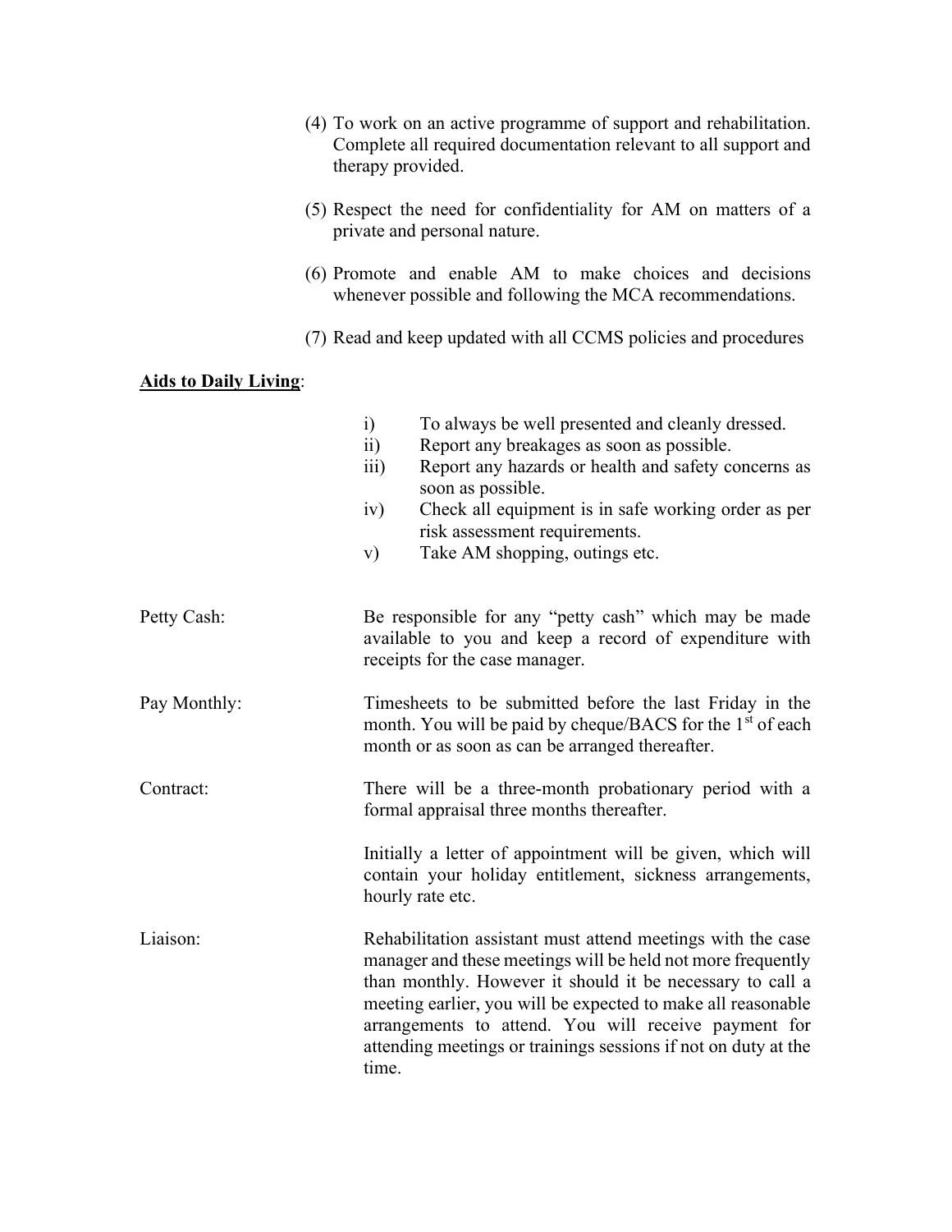(4) To work on an active programme of support and rehabilitation. Complete all required documentation relevant to all support and therapy provided.

(5) Respect the need for confidentiality for AM on matters of a private and personal nature.

(6) Promote and enable AM to make choices and decisions whenever possible and following the MCA recommendations.

(7) Read and keep updated with all CCMS policies and procedures

**Aids to Daily Living**:

i) To always be well presented and cleanly dressed.
ii) Report any breakages as soon as possible.
iii) Report any hazards or health and safety concerns as soon as possible.
iv) Check all equipment is in safe working order as per risk assessment requirements.
v) Take AM shopping, outings etc.

Petty Cash: Be responsible for any "petty cash" which may be made available to you and keep a record of expenditure with receipts for the case manager.

Pay Monthly: Timesheets to be submitted before the last Friday in the month. You will be paid by cheque/BACS for the 1st of each month or as soon as can be arranged thereafter.

Contract: There will be a three-month probationary period with a formal appraisal three months thereafter.

Initially a letter of appointment will be given, which will contain your holiday entitlement, sickness arrangements, hourly rate etc.

Liaison: Rehabilitation assistant must attend meetings with the case manager and these meetings will be held not more frequently than monthly. However it should it be necessary to call a meeting earlier, you will be expected to make all reasonable arrangements to attend. You will receive payment for attending meetings or trainings sessions if not on duty at the time.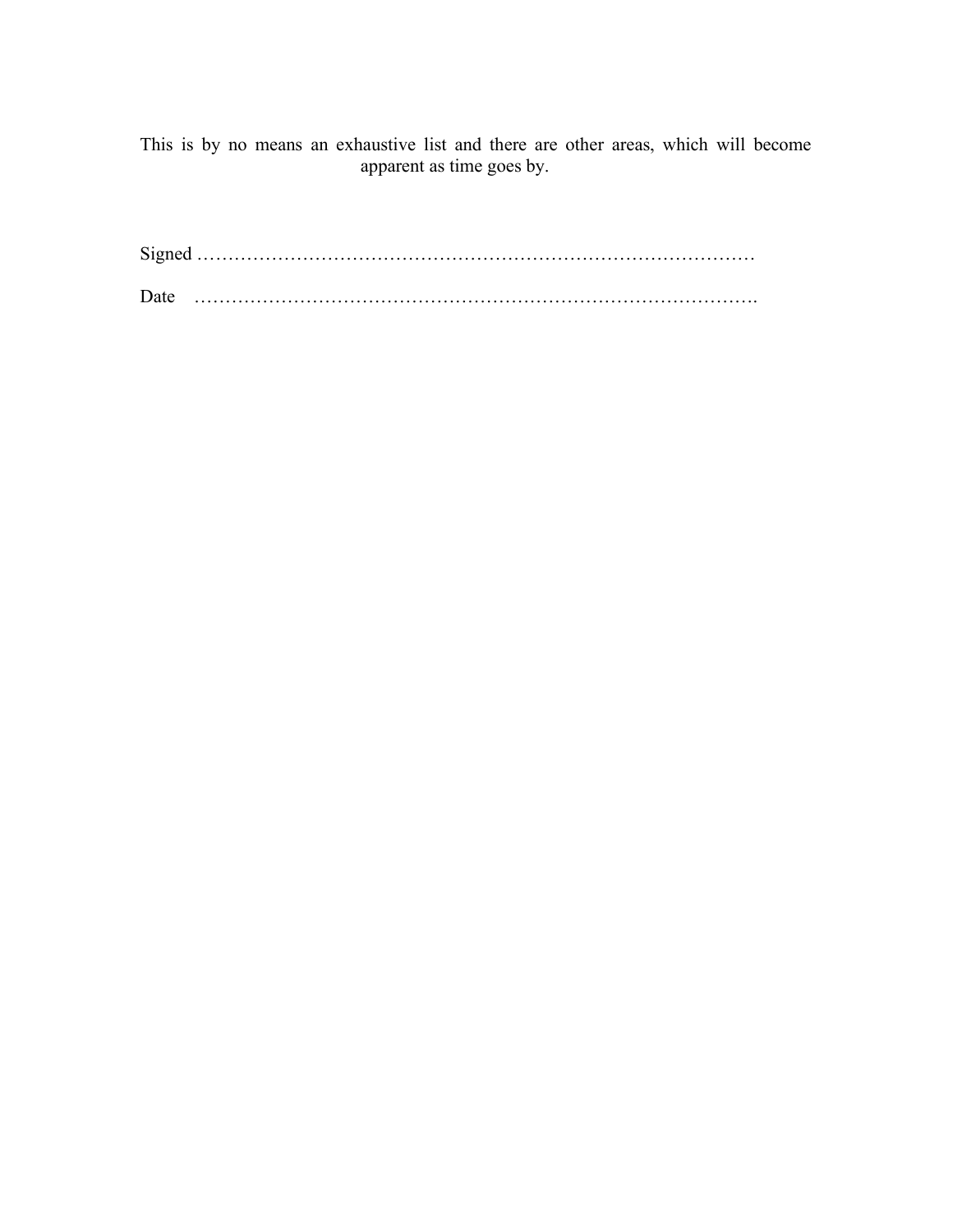This is by no means an exhaustive list and there are other areas, which will become apparent as time goes by.

Signed ………………………………………………………………………………

Date ……………………………………………………………………………….